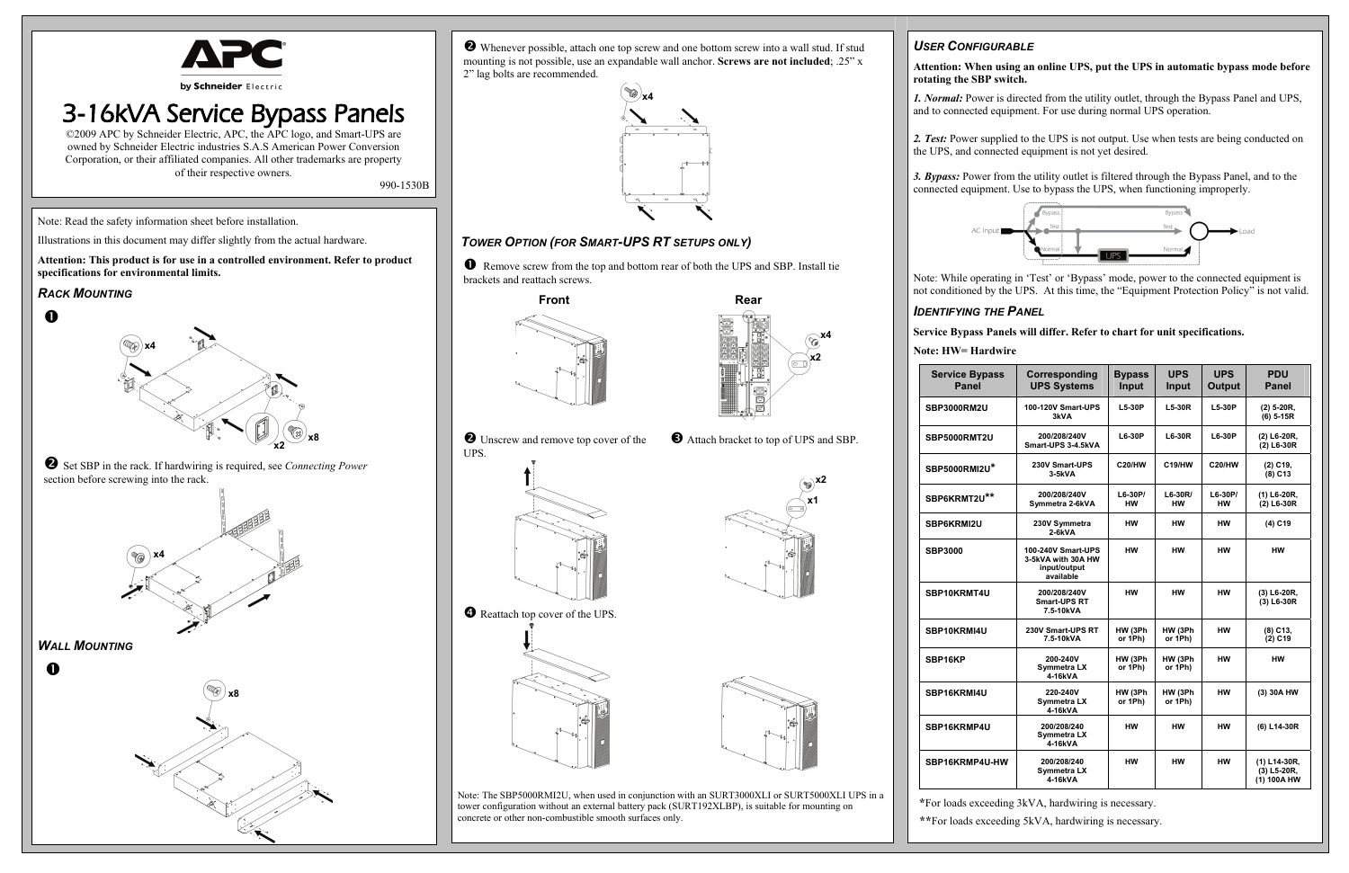# 3-16kVA Service Bypass Panels

©2009 APC by Schneider Electric, APC, the APC logo, and Smart-UPS are owned by Schneider Electric industries S.A.S American Power Conversion Corporation, or their affiliated companies. All other trademarks are property of their respective owners.

990-1530B

Note: Read the safety information sheet before installation.

Illustrations in this document may differ slightly from the actual hardware.

**Attention: This product is for use in a controlled environment. Refer to product specifications for environmental limits.**

## Rack Mounting

❶

x4 x2 x8

❷ Set SBP in the rack. If hardwiring is required, see *Connecting Power* section before screwing into the rack.

x4

## Wall Mounting

❶

x8

❷ Whenever possible, attach one top screw and one bottom screw into a wall stud. If stud mounting is not possible, use an expandable wall anchor. **Screws are not included**; .25" x 2" lag bolts are recommended.

x4

## Tower Option (for Smart-UPS RT setups only)

❶ Remove screw from the top and bottom rear of both the UPS and SBP. Install tie brackets and reattach screws.

Front    Rear

x4 x2

❷ Unscrew and remove top cover of the UPS.

❸ Attach bracket to top of UPS and SBP.

x2 x1

❹ Reattach top cover of the UPS.

Note: The SBP5000RMI2U, when used in conjunction with an SURT3000XLI or SURT5000XLI UPS in a tower configuration without an external battery pack (SURT192XLBP), is suitable for mounting on concrete or other non-combustible smooth surfaces only.

## User Configurable

**Attention: When using an online UPS, put the UPS in automatic bypass mode before rotating the SBP switch.**

***1. Normal:*** Power is directed from the utility outlet, through the Bypass Panel and UPS, and to connected equipment. For use during normal UPS operation.

***2. Test:*** Power supplied to the UPS is not output. Use when tests are being conducted on the UPS, and connected equipment is not yet desired.

***3. Bypass:*** Power from the utility outlet is filtered through the Bypass Panel, and to the connected equipment. Use to bypass the UPS, when functioning improperly.

AC Input — Bypass — Test — Normal — UPS — Bypass — Test — Normal — Load

Note: While operating in 'Test' or 'Bypass' mode, power to the connected equipment is not conditioned by the UPS. At this time, the "Equipment Protection Policy" is not valid.

## Identifying the Panel

**Service Bypass Panels will differ. Refer to chart for unit specifications.**

**Note: HW= Hardwire**

| Service Bypass Panel | Corresponding UPS Systems | Bypass Input | UPS Input | UPS Output | PDU Panel |
|---|---|---|---|---|---|
| SBP3000RM2U | 100-120V Smart-UPS 3kVA | L5-30P | L5-30R | L5-30P | (2) 5-20R, (6) 5-15R |
| SBP5000RMT2U | 200/208/240V Smart-UPS 3-4.5kVA | L6-30P | L6-30R | L6-30P | (2) L6-20R, (2) L6-30R |
| SBP5000RMI2U* | 230V Smart-UPS 3-5kVA | C20/HW | C19/HW | C20/HW | (2) C19, (8) C13 |
| SBP6KRMT2U** | 200/208/240V Symmetra 2-6kVA | L6-30P/ HW | L6-30R/ HW | L6-30P/ HW | (1) L6-20R, (2) L6-30R |
| SBP6KRMI2U | 230V Symmetra 2-6kVA | HW | HW | HW | (4) C19 |
| SBP3000 | 100-240V Smart-UPS 3-5kVA with 30A HW input/output available | HW | HW | HW | HW |
| SBP10KRMT4U | 200/208/240V Smart-UPS RT 7.5-10kVA | HW | HW | HW | (3) L6-20R, (3) L6-30R |
| SBP10KRMI4U | 230V Smart-UPS RT 7.5-10kVA | HW (3Ph or 1Ph) | HW (3Ph or 1Ph) | HW | (8) C13, (2) C19 |
| SBP16KP | 200-240V Symmetra LX 4-16kVA | HW (3Ph or 1Ph) | HW (3Ph or 1Ph) | HW | HW |
| SBP16KRMI4U | 220-240V Symmetra LX 4-16kVA | HW (3Ph or 1Ph) | HW (3Ph or 1Ph) | HW | (3) 30A HW |
| SBP16KRMP4U | 200/208/240 Symmetra LX 4-16kVA | HW | HW | HW | (6) L14-30R |
| SBP16KRMP4U-HW | 200/208/240 Symmetra LX 4-16kVA | HW | HW | HW | (1) L14-30R, (3) L5-20R, (1) 100A HW |

**\***For loads exceeding 3kVA, hardwiring is necessary.

**\*\***For loads exceeding 5kVA, hardwiring is necessary.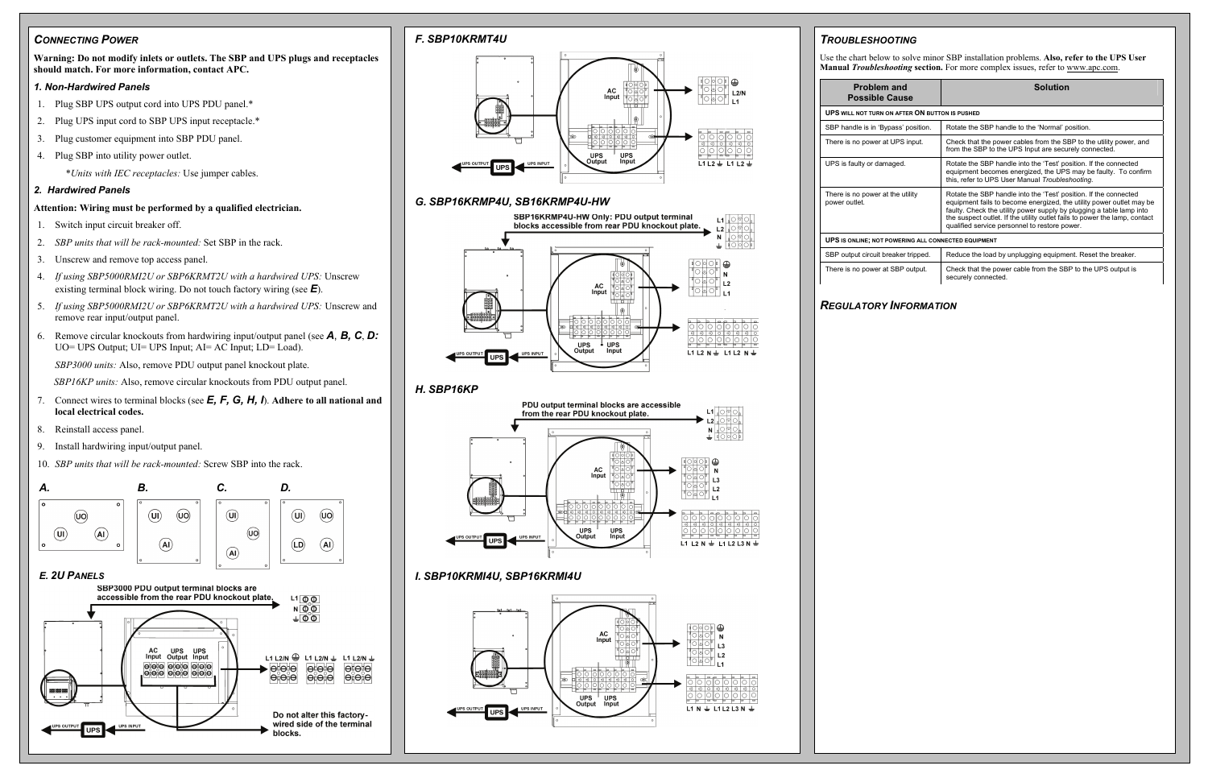## Connecting Power

**Warning: Do not modify inlets or outlets. The SBP and UPS plugs and receptacles should match. For more information, contact APC.**

### 1. Non-Hardwired Panels

1. Plug SBP UPS output cord into UPS PDU panel.*
2. Plug UPS input cord to SBP UPS input receptacle.*
3. Plug customer equipment into SBP PDU panel.
4. Plug SBP into utility power outlet.

   **Units with IEC receptacles:* Use jumper cables.

### 2. Hardwired Panels

**Attention: Wiring must be performed by a qualified electrician.**

1. Switch input circuit breaker off.
2. *SBP units that will be rack-mounted:* Set SBP in the rack.
3. Unscrew and remove top access panel.
4. *If using SBP5000RMI2U or SBP6KRMT2U with a hardwired UPS:* Unscrew existing terminal block wiring. Do not touch factory wiring (see ***E***).
5. *If using SBP5000RMI2U or SBP6KRMT2U with a hardwired UPS:* Unscrew and remove rear input/output panel.
6. Remove circular knockouts from hardwiring input/output panel (see ***A***, ***B, C***, ***D:*** UO= UPS Output; UI= UPS Input; AI= AC Input; LD= Load).

   *SBP3000 units:* Also, remove PDU output panel knockout plate.

   *SBP16KP units:* Also, remove circular knockouts from PDU output panel.
7. Connect wires to terminal blocks (see ***E, F, G, H, I***). **Adhere to all national and local electrical codes.**
8. Reinstall access panel.
9. Install hardwiring input/output panel.
10. *SBP units that will be rack-mounted:* Screw SBP into the rack.

***A.***

UO
UI
AI

***B.***

UI
UO
AI

***C.***

UI
UO
AI

***D.***

UI
UO
LD
AI

### E. 2U Panels

SBP3000 PDU output terminal blocks are accessible from the rear PDU knockout plate.

L1
N

AC Input
UPS Output
UPS Input

L1 L2/N
L1 L2/N
L1 L2/N

UPS OUTPUT
UPS
UPS INPUT

Do not alter this factory-wired side of the terminal blocks.

### F. SBP10KRMT4U

AC Input

L2/N
L1

UPS Output
UPS Input

L1 L2 L1 L2

UPS OUTPUT
UPS
UPS INPUT

### G. SBP16KRMP4U, SB16KRMP4U-HW

SBP16KRMP4U-HW Only: PDU output terminal blocks accessible from rear PDU knockout plate.

L1
L2
N

AC Input

N
L2
L1

UPS Output
UPS Input

L1 L2 N L1 L2 N

UPS OUTPUT
UPS
UPS INPUT

### H. SBP16KP

PDU output terminal blocks are accessible from the rear PDU knockout plate.

L1
L2
N

AC Input

N
L3
L2
L1

UPS Output
UPS Input

L1 L2 N L1 L2 L3 N

UPS OUTPUT
UPS
UPS INPUT

### I. SBP10KRMI4U, SBP16KRMI4U

AC Input

N
L3
L2
L1

UPS Output
UPS Input

L1 N L1 L2 L3 N

UPS OUTPUT
UPS
UPS INPUT

## Troubleshooting

Use the chart below to solve minor SBP installation problems. **Also, refer to the UPS User Manual *Troubleshooting* section.** For more complex issues, refer to www.apc.com.

| Problem and Possible Cause | Solution |
|---|---|
| **UPS will not turn on after ON button is pushed** | |
| SBP handle is in 'Bypass' position. | Rotate the SBP handle to the 'Normal' position. |
| There is no power at UPS input. | Check that the power cables from the SBP to the utility power, and from the SBP to the UPS Input are securely connected. |
| UPS is faulty or damaged. | Rotate the SBP handle into the 'Test' position. If the connected equipment becomes energized, the UPS may be faulty. To confirm this, refer to UPS User Manual *Troubleshooting*. |
| There is no power at the utility power outlet. | Rotate the SBP handle into the 'Test' position. If the connected equipment fails to become energized, the utility power outlet may be faulty. Check the utility power supply by plugging a table lamp into the suspect outlet. If the utility outlet fails to power the lamp, contact qualified service personnel to restore power. |
| **UPS is online; not powering all connected equipment** | |
| SBP output circuit breaker tripped. | Reduce the load by unplugging equipment. Reset the breaker. |
| There is no power at SBP output. | Check that the power cable from the SBP to the UPS output is securely connected. |

## Regulatory Information